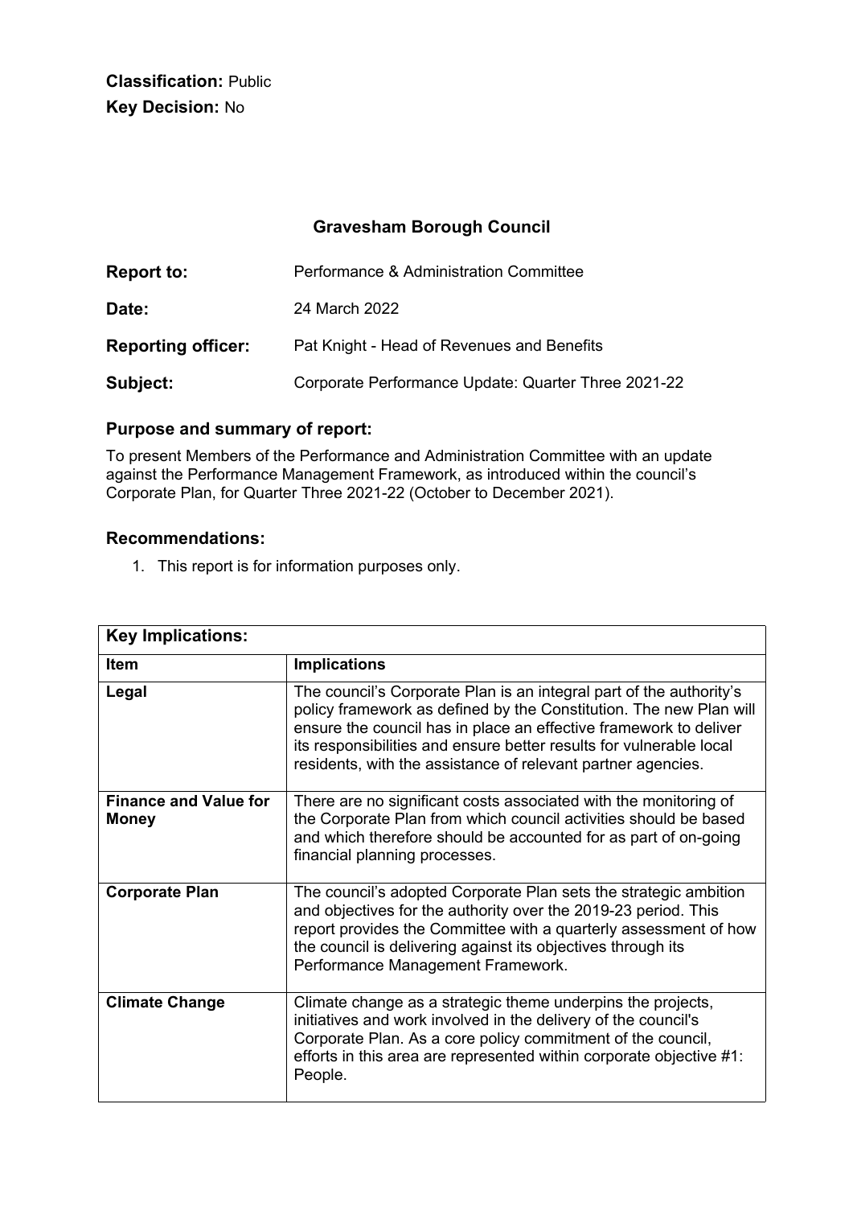**Classification:** Public
**Key Decision:** No

## Gravesham Borough Council

| | |
|---|---|
| **Report to:** | Performance & Administration Committee |
| **Date:** | 24 March 2022 |
| **Reporting officer:** | Pat Knight - Head of Revenues and Benefits |
| **Subject:** | Corporate Performance Update: Quarter Three 2021-22 |

### Purpose and summary of report:

To present Members of the Performance and Administration Committee with an update against the Performance Management Framework, as introduced within the council's Corporate Plan, for Quarter Three 2021-22 (October to December 2021).

### Recommendations:

1. This report is for information purposes only.

| **Key Implications:** | |
|---|---|
| **Item** | **Implications** |
| **Legal** | The council's Corporate Plan is an integral part of the authority's policy framework as defined by the Constitution. The new Plan will ensure the council has in place an effective framework to deliver its responsibilities and ensure better results for vulnerable local residents, with the assistance of relevant partner agencies. |
| **Finance and Value for Money** | There are no significant costs associated with the monitoring of the Corporate Plan from which council activities should be based and which therefore should be accounted for as part of on-going financial planning processes. |
| **Corporate Plan** | The council's adopted Corporate Plan sets the strategic ambition and objectives for the authority over the 2019-23 period. This report provides the Committee with a quarterly assessment of how the council is delivering against its objectives through its Performance Management Framework. |
| **Climate Change** | Climate change as a strategic theme underpins the projects, initiatives and work involved in the delivery of the council's Corporate Plan. As a core policy commitment of the council, efforts in this area are represented within corporate objective #1: People. |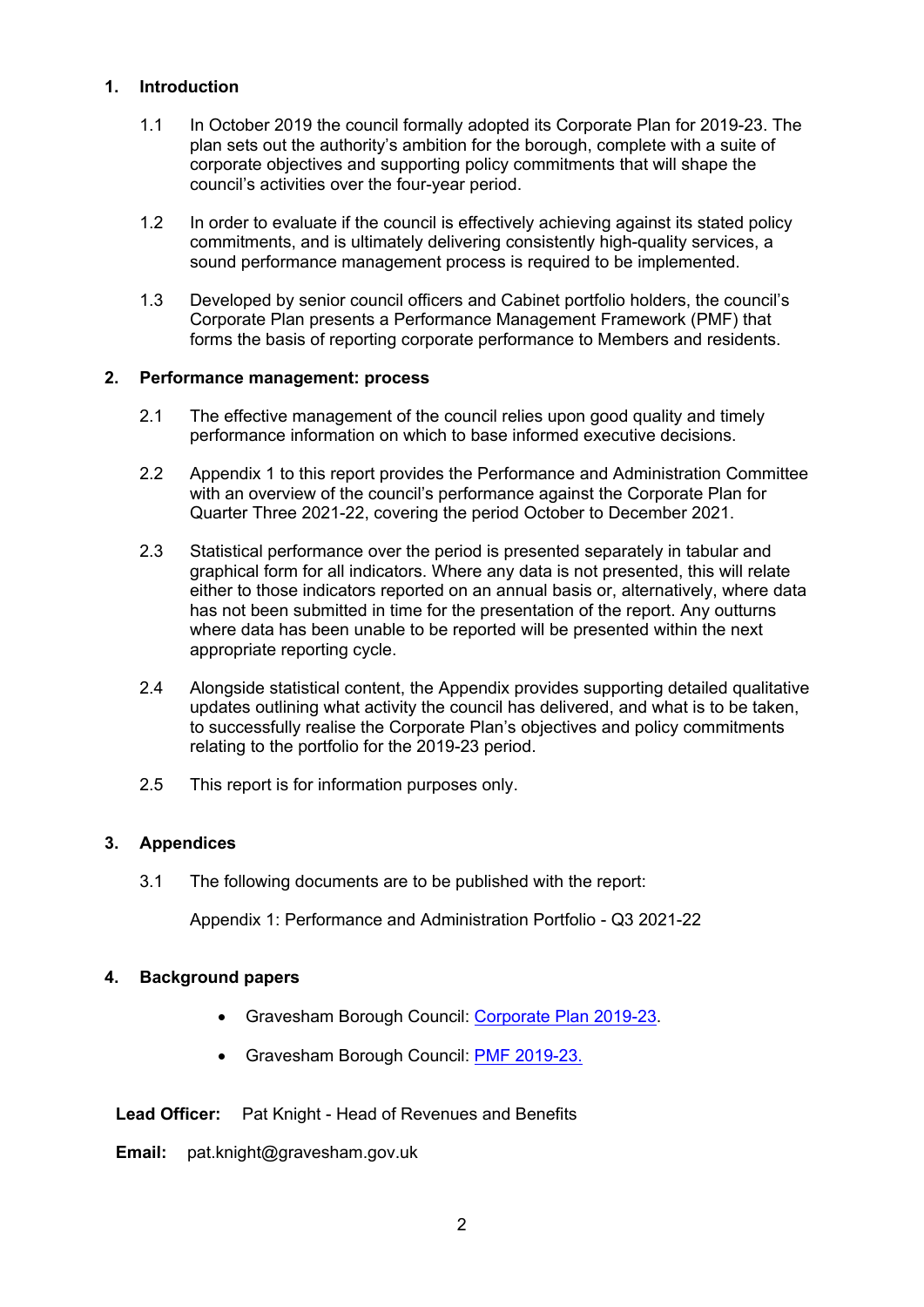## 1. Introduction

1.1 In October 2019 the council formally adopted its Corporate Plan for 2019-23. The plan sets out the authority's ambition for the borough, complete with a suite of corporate objectives and supporting policy commitments that will shape the council's activities over the four-year period.

1.2 In order to evaluate if the council is effectively achieving against its stated policy commitments, and is ultimately delivering consistently high-quality services, a sound performance management process is required to be implemented.

1.3 Developed by senior council officers and Cabinet portfolio holders, the council's Corporate Plan presents a Performance Management Framework (PMF) that forms the basis of reporting corporate performance to Members and residents.

## 2. Performance management: process

2.1 The effective management of the council relies upon good quality and timely performance information on which to base informed executive decisions.

2.2 Appendix 1 to this report provides the Performance and Administration Committee with an overview of the council's performance against the Corporate Plan for Quarter Three 2021-22, covering the period October to December 2021.

2.3 Statistical performance over the period is presented separately in tabular and graphical form for all indicators. Where any data is not presented, this will relate either to those indicators reported on an annual basis or, alternatively, where data has not been submitted in time for the presentation of the report. Any outturns where data has been unable to be reported will be presented within the next appropriate reporting cycle.

2.4 Alongside statistical content, the Appendix provides supporting detailed qualitative updates outlining what activity the council has delivered, and what is to be taken, to successfully realise the Corporate Plan's objectives and policy commitments relating to the portfolio for the 2019-23 period.

2.5 This report is for information purposes only.

## 3. Appendices

3.1 The following documents are to be published with the report:

Appendix 1: Performance and Administration Portfolio - Q3 2021-22

## 4. Background papers

- Gravesham Borough Council: Corporate Plan 2019-23.
- Gravesham Borough Council: PMF 2019-23.

**Lead Officer:** Pat Knight - Head of Revenues and Benefits

**Email:** pat.knight@gravesham.gov.uk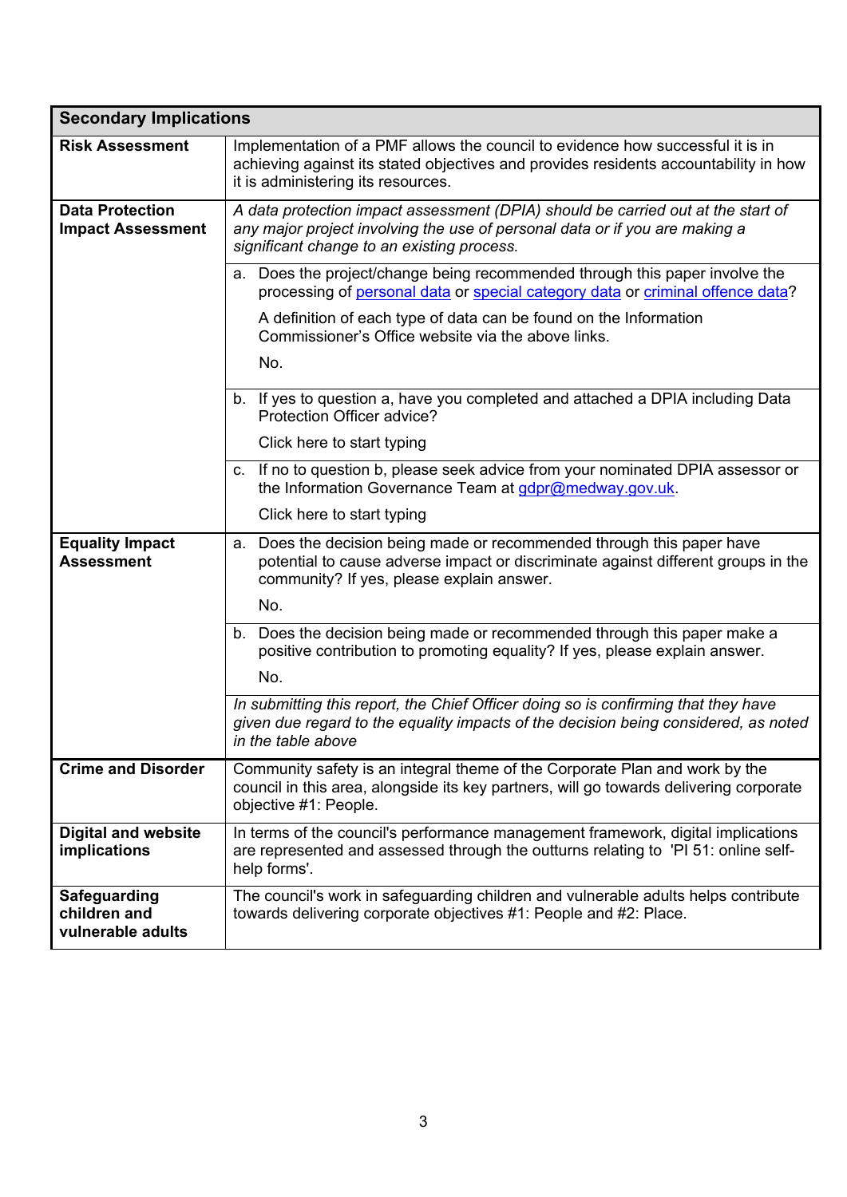| Secondary Implications | |
|---|---|
| **Risk Assessment** | Implementation of a PMF allows the council to evidence how successful it is in achieving against its stated objectives and provides residents accountability in how it is administering its resources. |
| **Data Protection Impact Assessment** | *A data protection impact assessment (DPIA) should be carried out at the start of any major project involving the use of personal data or if you are making a significant change to an existing process.* |
| | a. Does the project/change being recommended through this paper involve the processing of personal data or special category data or criminal offence data?<br>A definition of each type of data can be found on the Information Commissioner's Office website via the above links.<br>No. |
| | b. If yes to question a, have you completed and attached a DPIA including Data Protection Officer advice?<br>Click here to start typing |
| | c. If no to question b, please seek advice from your nominated DPIA assessor or the Information Governance Team at gdpr@medway.gov.uk.<br>Click here to start typing |
| **Equality Impact Assessment** | a. Does the decision being made or recommended through this paper have potential to cause adverse impact or discriminate against different groups in the community? If yes, please explain answer.<br>No. |
| | b. Does the decision being made or recommended through this paper make a positive contribution to promoting equality? If yes, please explain answer.<br>No. |
| | *In submitting this report, the Chief Officer doing so is confirming that they have given due regard to the equality impacts of the decision being considered, as noted in the table above* |
| **Crime and Disorder** | Community safety is an integral theme of the Corporate Plan and work by the council in this area, alongside its key partners, will go towards delivering corporate objective #1: People. |
| **Digital and website implications** | In terms of the council's performance management framework, digital implications are represented and assessed through the outturns relating to 'PI 51: online self-help forms'. |
| **Safeguarding children and vulnerable adults** | The council's work in safeguarding children and vulnerable adults helps contribute towards delivering corporate objectives #1: People and #2: Place. |